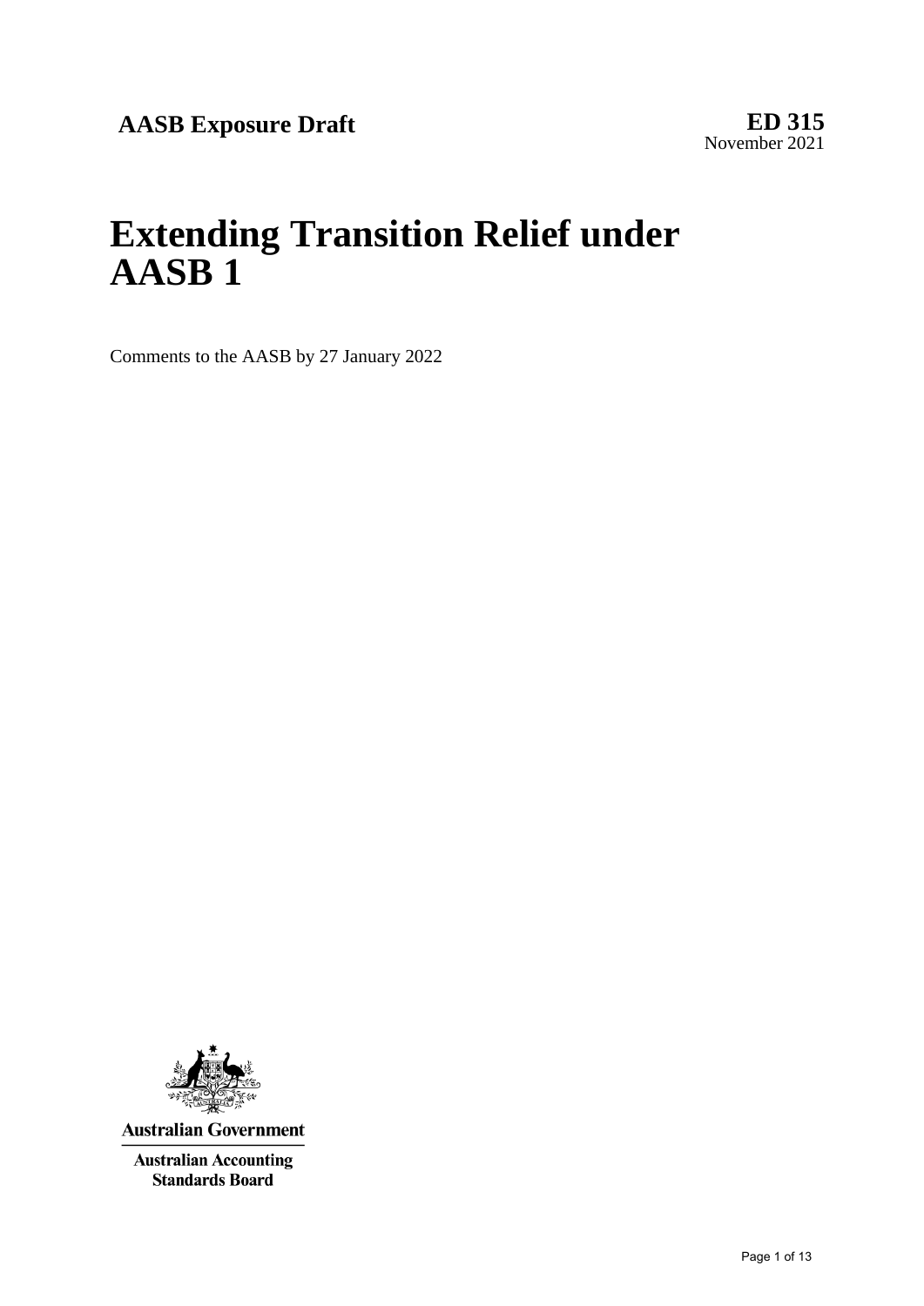**AASB Exposure Draft**

**ED 315**
November 2021

# Extending Transition Relief under AASB 1

Comments to the AASB by 27 January 2022

Australian Government

Australian Accounting Standards Board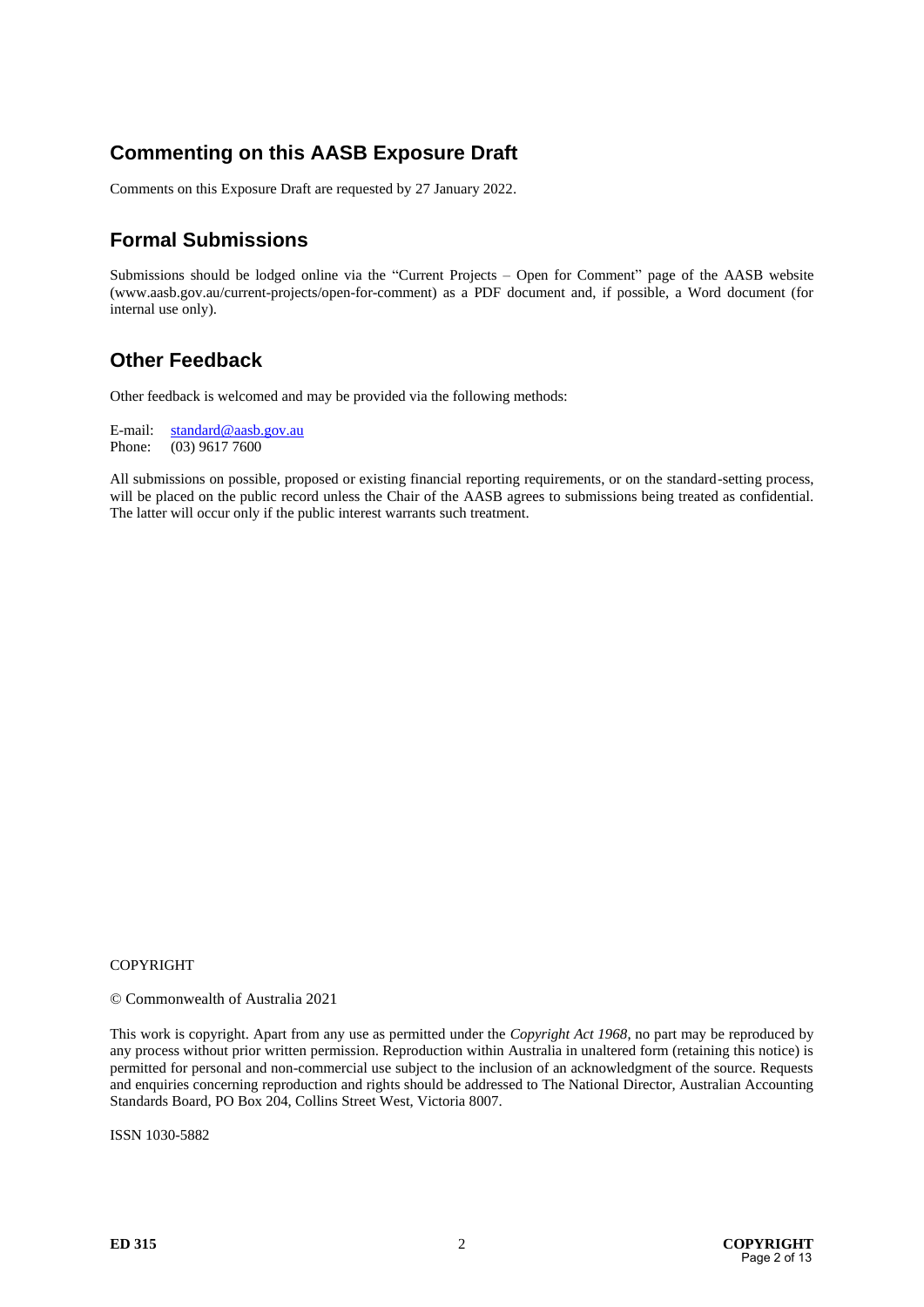## Commenting on this AASB Exposure Draft

Comments on this Exposure Draft are requested by 27 January 2022.

## Formal Submissions

Submissions should be lodged online via the "Current Projects – Open for Comment" page of the AASB website (www.aasb.gov.au/current-projects/open-for-comment) as a PDF document and, if possible, a Word document (for internal use only).

## Other Feedback

Other feedback is welcomed and may be provided via the following methods:

E-mail: standard@aasb.gov.au
Phone: (03) 9617 7600

All submissions on possible, proposed or existing financial reporting requirements, or on the standard-setting process, will be placed on the public record unless the Chair of the AASB agrees to submissions being treated as confidential. The latter will occur only if the public interest warrants such treatment.

COPYRIGHT

© Commonwealth of Australia 2021

This work is copyright. Apart from any use as permitted under the *Copyright Act 1968*, no part may be reproduced by any process without prior written permission. Reproduction within Australia in unaltered form (retaining this notice) is permitted for personal and non-commercial use subject to the inclusion of an acknowledgment of the source. Requests and enquiries concerning reproduction and rights should be addressed to The National Director, Australian Accounting Standards Board, PO Box 204, Collins Street West, Victoria 8007.

ISSN 1030-5882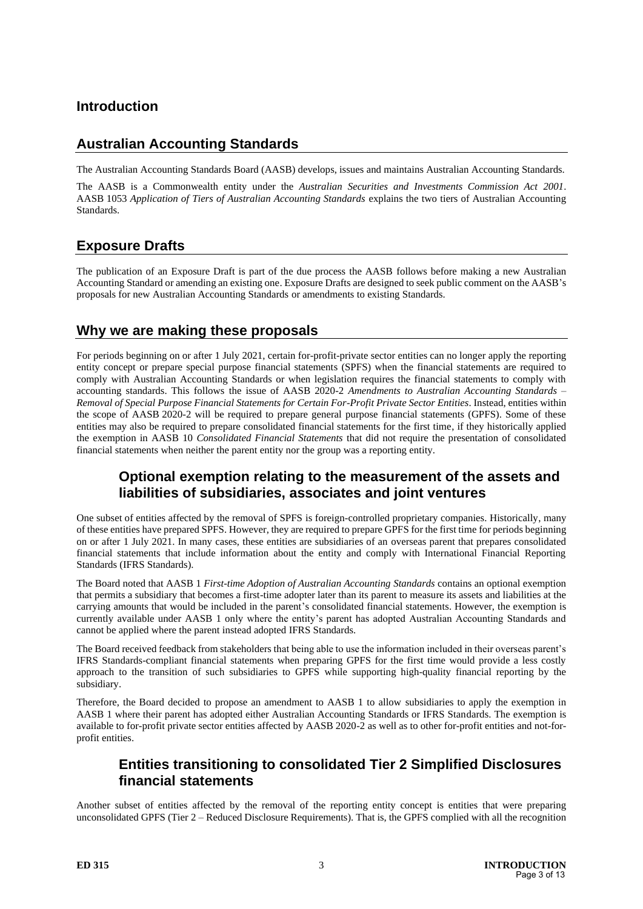# Introduction

## Australian Accounting Standards

The Australian Accounting Standards Board (AASB) develops, issues and maintains Australian Accounting Standards.

The AASB is a Commonwealth entity under the *Australian Securities and Investments Commission Act 2001*. AASB 1053 *Application of Tiers of Australian Accounting Standards* explains the two tiers of Australian Accounting Standards.

## Exposure Drafts

The publication of an Exposure Draft is part of the due process the AASB follows before making a new Australian Accounting Standard or amending an existing one. Exposure Drafts are designed to seek public comment on the AASB's proposals for new Australian Accounting Standards or amendments to existing Standards.

## Why we are making these proposals

For periods beginning on or after 1 July 2021, certain for-profit-private sector entities can no longer apply the reporting entity concept or prepare special purpose financial statements (SPFS) when the financial statements are required to comply with Australian Accounting Standards or when legislation requires the financial statements to comply with accounting standards. This follows the issue of AASB 2020-2 *Amendments to Australian Accounting Standards – Removal of Special Purpose Financial Statements for Certain For-Profit Private Sector Entities*. Instead, entities within the scope of AASB 2020-2 will be required to prepare general purpose financial statements (GPFS). Some of these entities may also be required to prepare consolidated financial statements for the first time, if they historically applied the exemption in AASB 10 *Consolidated Financial Statements* that did not require the presentation of consolidated financial statements when neither the parent entity nor the group was a reporting entity.

### Optional exemption relating to the measurement of the assets and liabilities of subsidiaries, associates and joint ventures

One subset of entities affected by the removal of SPFS is foreign-controlled proprietary companies. Historically, many of these entities have prepared SPFS. However, they are required to prepare GPFS for the first time for periods beginning on or after 1 July 2021. In many cases, these entities are subsidiaries of an overseas parent that prepares consolidated financial statements that include information about the entity and comply with International Financial Reporting Standards (IFRS Standards).

The Board noted that AASB 1 *First-time Adoption of Australian Accounting Standards* contains an optional exemption that permits a subsidiary that becomes a first-time adopter later than its parent to measure its assets and liabilities at the carrying amounts that would be included in the parent's consolidated financial statements. However, the exemption is currently available under AASB 1 only where the entity's parent has adopted Australian Accounting Standards and cannot be applied where the parent instead adopted IFRS Standards.

The Board received feedback from stakeholders that being able to use the information included in their overseas parent's IFRS Standards-compliant financial statements when preparing GPFS for the first time would provide a less costly approach to the transition of such subsidiaries to GPFS while supporting high-quality financial reporting by the subsidiary.

Therefore, the Board decided to propose an amendment to AASB 1 to allow subsidiaries to apply the exemption in AASB 1 where their parent has adopted either Australian Accounting Standards or IFRS Standards. The exemption is available to for-profit private sector entities affected by AASB 2020-2 as well as to other for-profit entities and not-for-profit entities.

### Entities transitioning to consolidated Tier 2 Simplified Disclosures financial statements

Another subset of entities affected by the removal of the reporting entity concept is entities that were preparing unconsolidated GPFS (Tier 2 – Reduced Disclosure Requirements). That is, the GPFS complied with all the recognition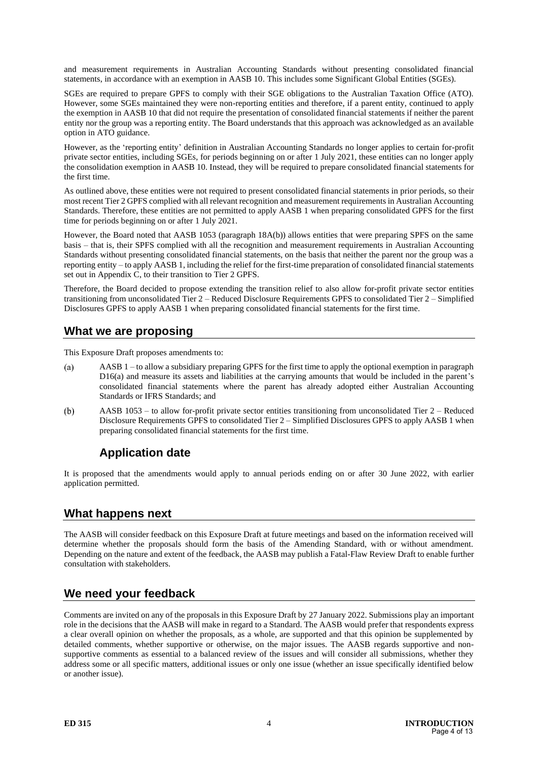and measurement requirements in Australian Accounting Standards without presenting consolidated financial statements, in accordance with an exemption in AASB 10. This includes some Significant Global Entities (SGEs).

SGEs are required to prepare GPFS to comply with their SGE obligations to the Australian Taxation Office (ATO). However, some SGEs maintained they were non-reporting entities and therefore, if a parent entity, continued to apply the exemption in AASB 10 that did not require the presentation of consolidated financial statements if neither the parent entity nor the group was a reporting entity. The Board understands that this approach was acknowledged as an available option in ATO guidance.

However, as the 'reporting entity' definition in Australian Accounting Standards no longer applies to certain for-profit private sector entities, including SGEs, for periods beginning on or after 1 July 2021, these entities can no longer apply the consolidation exemption in AASB 10. Instead, they will be required to prepare consolidated financial statements for the first time.

As outlined above, these entities were not required to present consolidated financial statements in prior periods, so their most recent Tier 2 GPFS complied with all relevant recognition and measurement requirements in Australian Accounting Standards. Therefore, these entities are not permitted to apply AASB 1 when preparing consolidated GPFS for the first time for periods beginning on or after 1 July 2021.

However, the Board noted that AASB 1053 (paragraph 18A(b)) allows entities that were preparing SPFS on the same basis – that is, their SPFS complied with all the recognition and measurement requirements in Australian Accounting Standards without presenting consolidated financial statements, on the basis that neither the parent nor the group was a reporting entity – to apply AASB 1, including the relief for the first-time preparation of consolidated financial statements set out in Appendix C, to their transition to Tier 2 GPFS.

Therefore, the Board decided to propose extending the transition relief to also allow for-profit private sector entities transitioning from unconsolidated Tier 2 – Reduced Disclosure Requirements GPFS to consolidated Tier 2 – Simplified Disclosures GPFS to apply AASB 1 when preparing consolidated financial statements for the first time.

## What we are proposing

This Exposure Draft proposes amendments to:

(a) AASB 1 – to allow a subsidiary preparing GPFS for the first time to apply the optional exemption in paragraph D16(a) and measure its assets and liabilities at the carrying amounts that would be included in the parent's consolidated financial statements where the parent has already adopted either Australian Accounting Standards or IFRS Standards; and

(b) AASB 1053 – to allow for-profit private sector entities transitioning from unconsolidated Tier 2 – Reduced Disclosure Requirements GPFS to consolidated Tier 2 – Simplified Disclosures GPFS to apply AASB 1 when preparing consolidated financial statements for the first time.

### Application date

It is proposed that the amendments would apply to annual periods ending on or after 30 June 2022, with earlier application permitted.

## What happens next

The AASB will consider feedback on this Exposure Draft at future meetings and based on the information received will determine whether the proposals should form the basis of the Amending Standard, with or without amendment. Depending on the nature and extent of the feedback, the AASB may publish a Fatal-Flaw Review Draft to enable further consultation with stakeholders.

## We need your feedback

Comments are invited on any of the proposals in this Exposure Draft by 27 January 2022. Submissions play an important role in the decisions that the AASB will make in regard to a Standard. The AASB would prefer that respondents express a clear overall opinion on whether the proposals, as a whole, are supported and that this opinion be supplemented by detailed comments, whether supportive or otherwise, on the major issues. The AASB regards supportive and non-supportive comments as essential to a balanced review of the issues and will consider all submissions, whether they address some or all specific matters, additional issues or only one issue (whether an issue specifically identified below or another issue).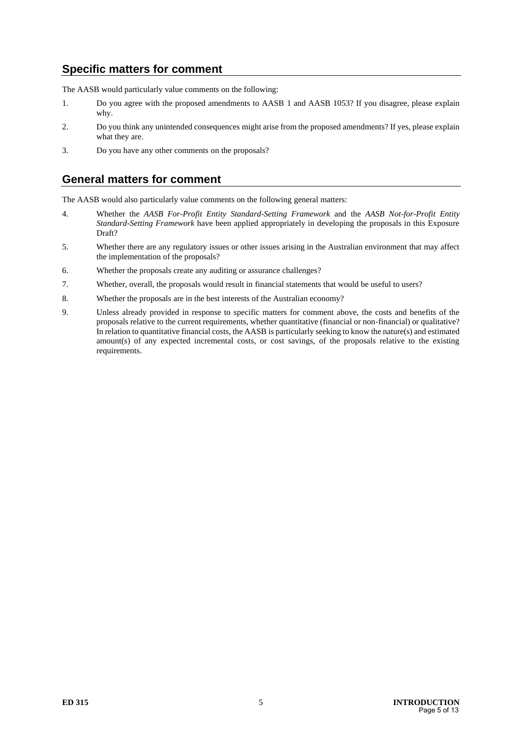## Specific matters for comment

The AASB would particularly value comments on the following:

1. Do you agree with the proposed amendments to AASB 1 and AASB 1053? If you disagree, please explain why.
2. Do you think any unintended consequences might arise from the proposed amendments? If yes, please explain what they are.
3. Do you have any other comments on the proposals?

## General matters for comment

The AASB would also particularly value comments on the following general matters:

4. Whether the *AASB For-Profit Entity Standard-Setting Framework* and the *AASB Not-for-Profit Entity Standard-Setting Framework* have been applied appropriately in developing the proposals in this Exposure Draft?
5. Whether there are any regulatory issues or other issues arising in the Australian environment that may affect the implementation of the proposals?
6. Whether the proposals create any auditing or assurance challenges?
7. Whether, overall, the proposals would result in financial statements that would be useful to users?
8. Whether the proposals are in the best interests of the Australian economy?
9. Unless already provided in response to specific matters for comment above, the costs and benefits of the proposals relative to the current requirements, whether quantitative (financial or non-financial) or qualitative? In relation to quantitative financial costs, the AASB is particularly seeking to know the nature(s) and estimated amount(s) of any expected incremental costs, or cost savings, of the proposals relative to the existing requirements.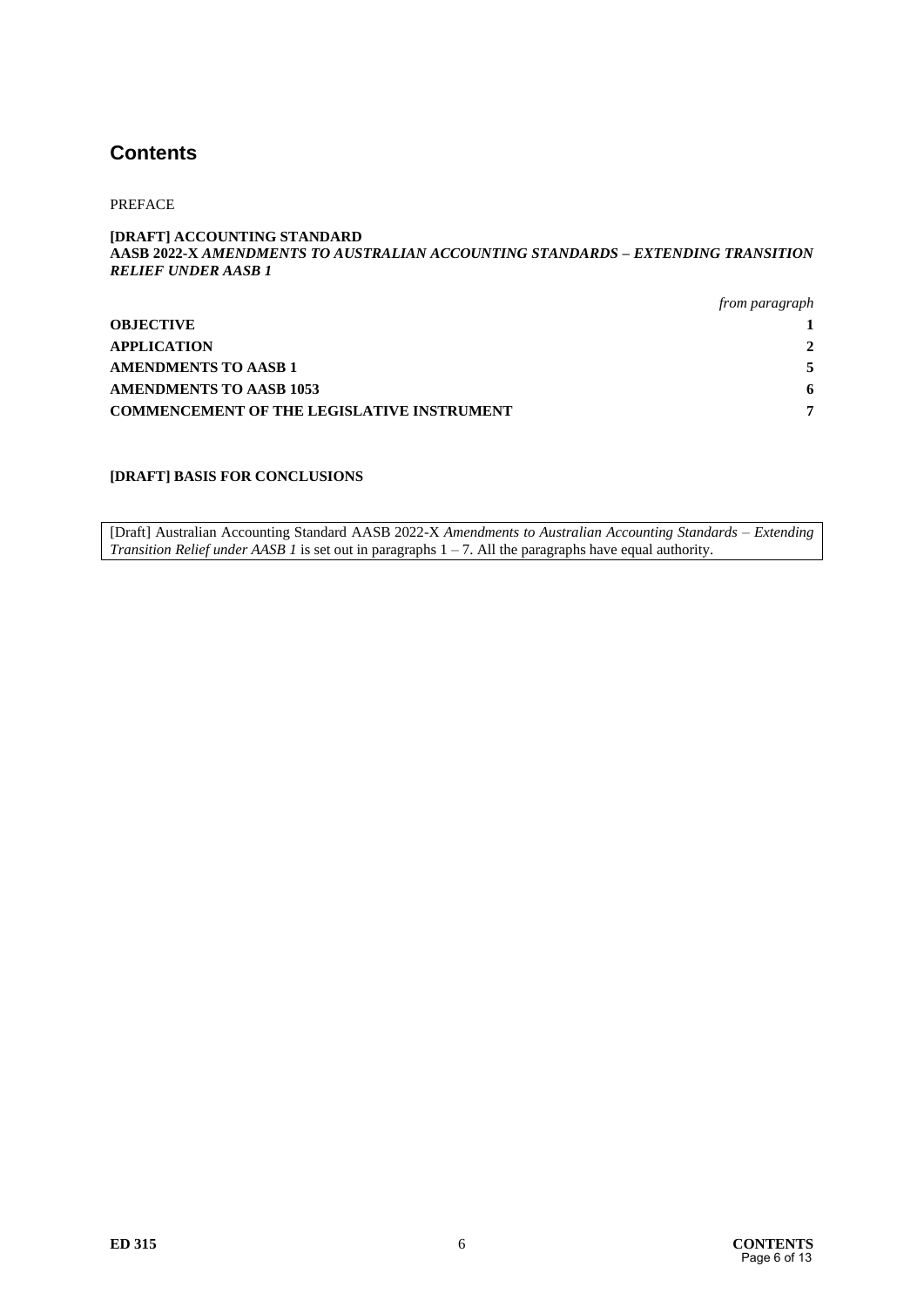# Contents

PREFACE

**[DRAFT] ACCOUNTING STANDARD**
**AASB 2022-X *AMENDMENTS TO AUSTRALIAN ACCOUNTING STANDARDS – EXTENDING TRANSITION RELIEF UNDER AASB 1***

| | *from paragraph* |
|---|---|
| **OBJECTIVE** | **1** |
| **APPLICATION** | **2** |
| **AMENDMENTS TO AASB 1** | **5** |
| **AMENDMENTS TO AASB 1053** | **6** |
| **COMMENCEMENT OF THE LEGISLATIVE INSTRUMENT** | **7** |

**[DRAFT] BASIS FOR CONCLUSIONS**

[Draft] Australian Accounting Standard AASB 2022-X *Amendments to Australian Accounting Standards – Extending Transition Relief under AASB 1* is set out in paragraphs 1 – 7. All the paragraphs have equal authority.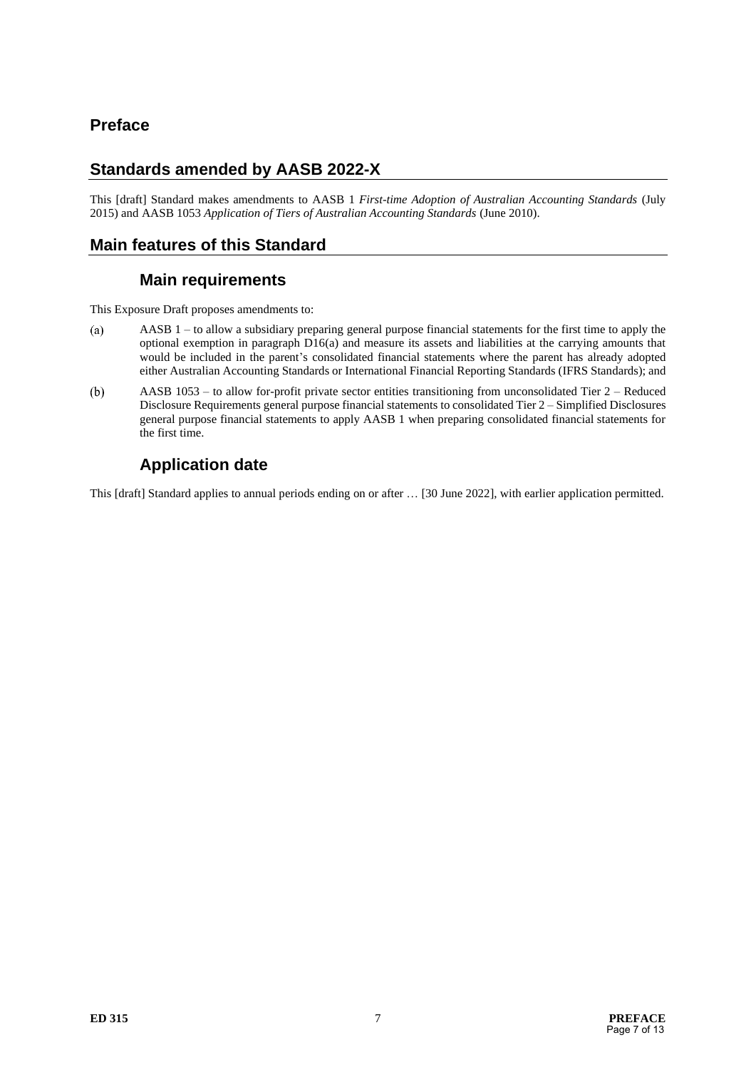## Preface

## Standards amended by AASB 2022-X

This [draft] Standard makes amendments to AASB 1 *First-time Adoption of Australian Accounting Standards* (July 2015) and AASB 1053 *Application of Tiers of Australian Accounting Standards* (June 2010).

## Main features of this Standard

### Main requirements

This Exposure Draft proposes amendments to:

(a) AASB 1 – to allow a subsidiary preparing general purpose financial statements for the first time to apply the optional exemption in paragraph D16(a) and measure its assets and liabilities at the carrying amounts that would be included in the parent's consolidated financial statements where the parent has already adopted either Australian Accounting Standards or International Financial Reporting Standards (IFRS Standards); and

(b) AASB 1053 – to allow for-profit private sector entities transitioning from unconsolidated Tier 2 – Reduced Disclosure Requirements general purpose financial statements to consolidated Tier 2 – Simplified Disclosures general purpose financial statements to apply AASB 1 when preparing consolidated financial statements for the first time.

### Application date

This [draft] Standard applies to annual periods ending on or after … [30 June 2022], with earlier application permitted.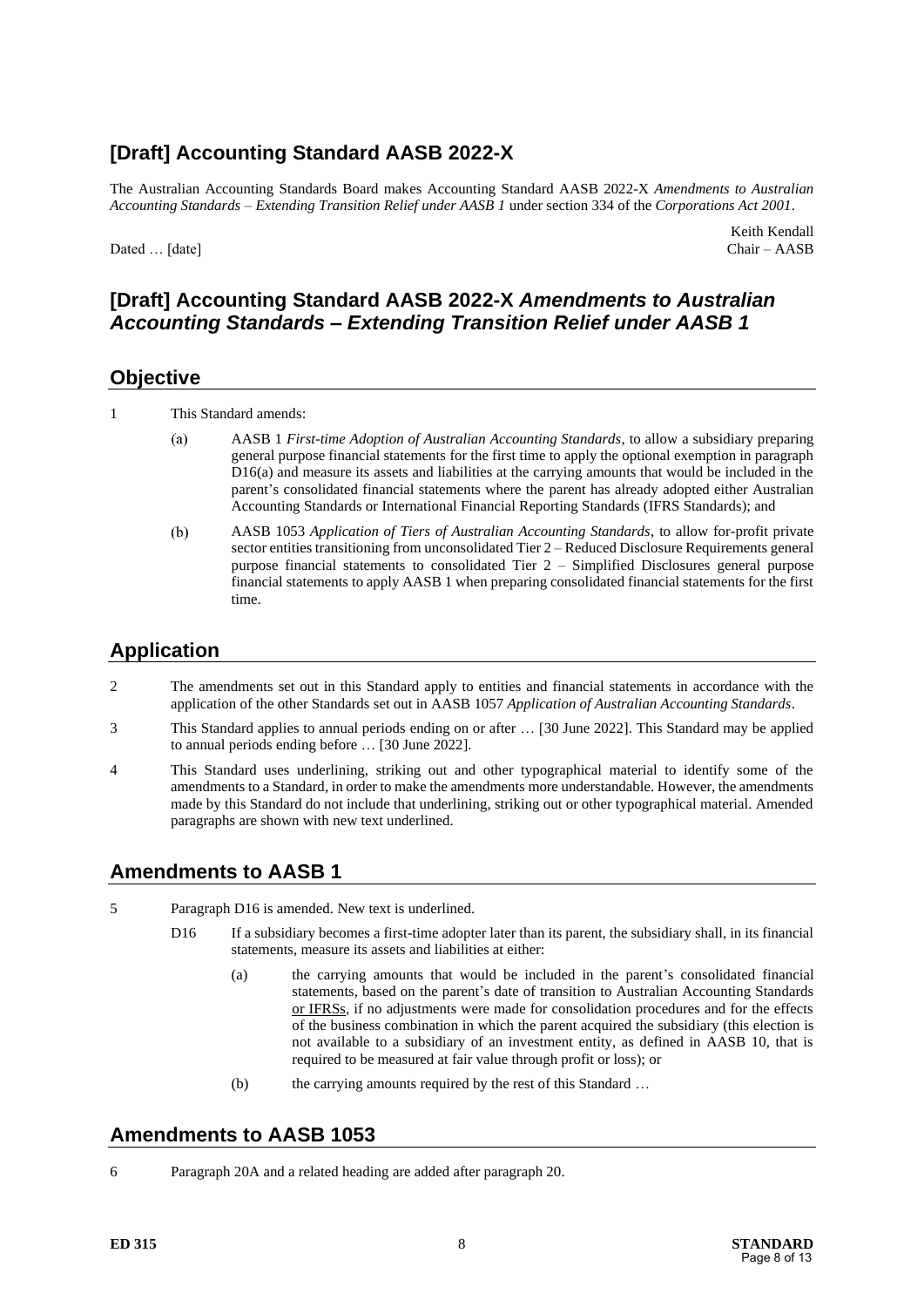## [Draft] Accounting Standard AASB 2022-X

The Australian Accounting Standards Board makes Accounting Standard AASB 2022-X *Amendments to Australian Accounting Standards – Extending Transition Relief under AASB 1* under section 334 of the *Corporations Act 2001*.

Dated … [date]

Keith Kendall
Chair – AASB

## [Draft] Accounting Standard AASB 2022-X *Amendments to Australian Accounting Standards – Extending Transition Relief under AASB 1*

### Objective

1 This Standard amends:

(a) AASB 1 *First-time Adoption of Australian Accounting Standards*, to allow a subsidiary preparing general purpose financial statements for the first time to apply the optional exemption in paragraph D16(a) and measure its assets and liabilities at the carrying amounts that would be included in the parent's consolidated financial statements where the parent has already adopted either Australian Accounting Standards or International Financial Reporting Standards (IFRS Standards); and

(b) AASB 1053 *Application of Tiers of Australian Accounting Standards*, to allow for-profit private sector entities transitioning from unconsolidated Tier 2 – Reduced Disclosure Requirements general purpose financial statements to consolidated Tier 2 – Simplified Disclosures general purpose financial statements to apply AASB 1 when preparing consolidated financial statements for the first time.

### Application

2 The amendments set out in this Standard apply to entities and financial statements in accordance with the application of the other Standards set out in AASB 1057 *Application of Australian Accounting Standards*.

3 This Standard applies to annual periods ending on or after … [30 June 2022]. This Standard may be applied to annual periods ending before … [30 June 2022].

4 This Standard uses underlining, striking out and other typographical material to identify some of the amendments to a Standard, in order to make the amendments more understandable. However, the amendments made by this Standard do not include that underlining, striking out or other typographical material. Amended paragraphs are shown with new text underlined.

### Amendments to AASB 1

5 Paragraph D16 is amended. New text is underlined.

D16 If a subsidiary becomes a first-time adopter later than its parent, the subsidiary shall, in its financial statements, measure its assets and liabilities at either:

(a) the carrying amounts that would be included in the parent's consolidated financial statements, based on the parent's date of transition to Australian Accounting Standards <u>or IFRSs</u>, if no adjustments were made for consolidation procedures and for the effects of the business combination in which the parent acquired the subsidiary (this election is not available to a subsidiary of an investment entity, as defined in AASB 10, that is required to be measured at fair value through profit or loss); or

(b) the carrying amounts required by the rest of this Standard …

### Amendments to AASB 1053

6 Paragraph 20A and a related heading are added after paragraph 20.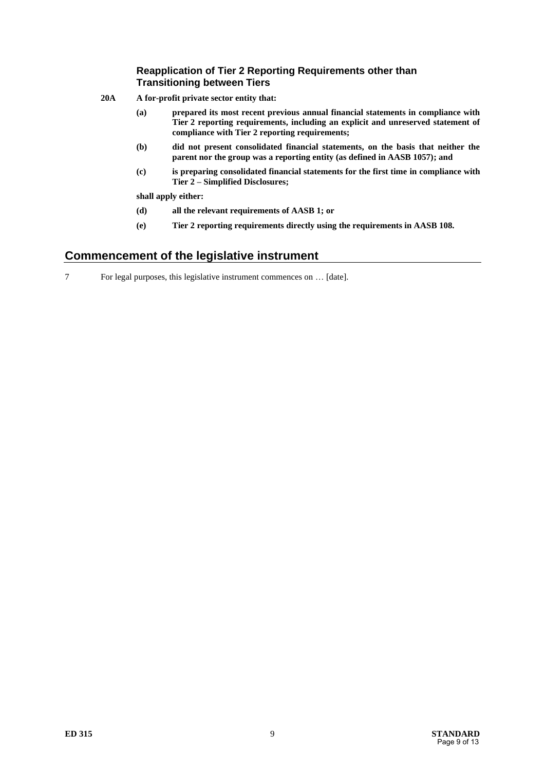### Reapplication of Tier 2 Reporting Requirements other than Transitioning between Tiers

**20A A for-profit private sector entity that:**

**(a) prepared its most recent previous annual financial statements in compliance with Tier 2 reporting requirements, including an explicit and unreserved statement of compliance with Tier 2 reporting requirements;**

**(b) did not present consolidated financial statements, on the basis that neither the parent nor the group was a reporting entity (as defined in AASB 1057); and**

**(c) is preparing consolidated financial statements for the first time in compliance with Tier 2 – Simplified Disclosures;**

**shall apply either:**

**(d) all the relevant requirements of AASB 1; or**

**(e) Tier 2 reporting requirements directly using the requirements in AASB 108.**

## Commencement of the legislative instrument

7 For legal purposes, this legislative instrument commences on … [date].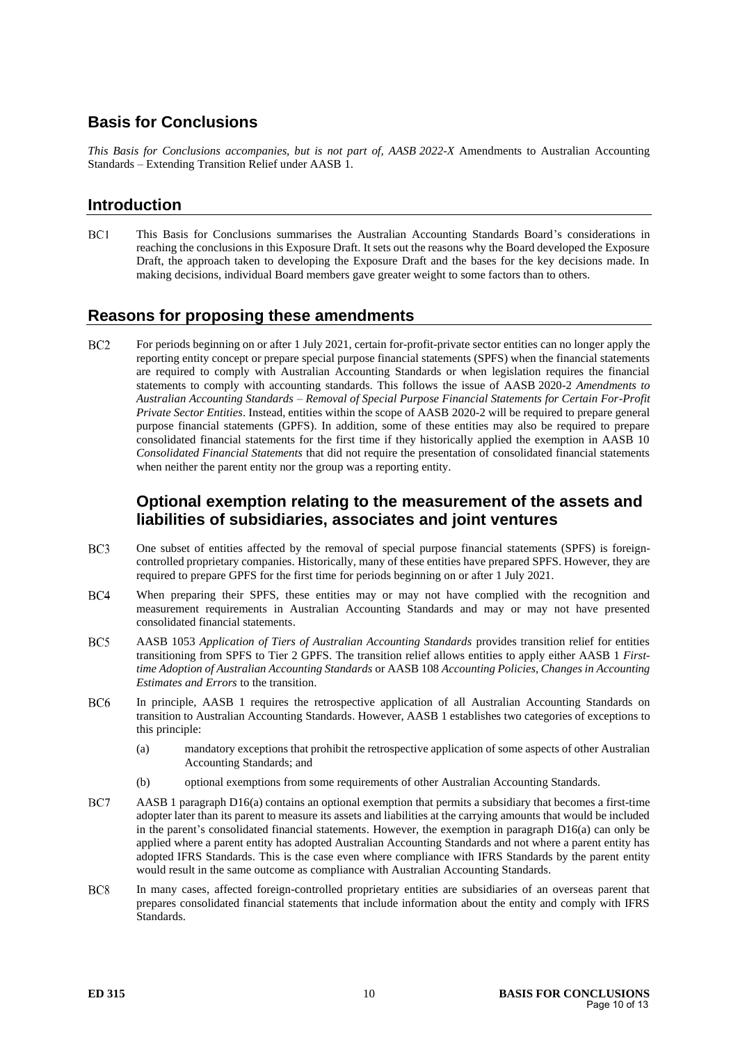## Basis for Conclusions

*This Basis for Conclusions accompanies, but is not part of, AASB 2022-X* Amendments to Australian Accounting Standards – Extending Transition Relief under AASB 1.

## Introduction

BC1 This Basis for Conclusions summarises the Australian Accounting Standards Board's considerations in reaching the conclusions in this Exposure Draft. It sets out the reasons why the Board developed the Exposure Draft, the approach taken to developing the Exposure Draft and the bases for the key decisions made. In making decisions, individual Board members gave greater weight to some factors than to others.

## Reasons for proposing these amendments

BC2 For periods beginning on or after 1 July 2021, certain for-profit-private sector entities can no longer apply the reporting entity concept or prepare special purpose financial statements (SPFS) when the financial statements are required to comply with Australian Accounting Standards or when legislation requires the financial statements to comply with accounting standards. This follows the issue of AASB 2020-2 *Amendments to Australian Accounting Standards – Removal of Special Purpose Financial Statements for Certain For-Profit Private Sector Entities*. Instead, entities within the scope of AASB 2020-2 will be required to prepare general purpose financial statements (GPFS). In addition, some of these entities may also be required to prepare consolidated financial statements for the first time if they historically applied the exemption in AASB 10 *Consolidated Financial Statements* that did not require the presentation of consolidated financial statements when neither the parent entity nor the group was a reporting entity.

### Optional exemption relating to the measurement of the assets and liabilities of subsidiaries, associates and joint ventures

BC3 One subset of entities affected by the removal of special purpose financial statements (SPFS) is foreign-controlled proprietary companies. Historically, many of these entities have prepared SPFS. However, they are required to prepare GPFS for the first time for periods beginning on or after 1 July 2021.

BC4 When preparing their SPFS, these entities may or may not have complied with the recognition and measurement requirements in Australian Accounting Standards and may or may not have presented consolidated financial statements.

BC5 AASB 1053 *Application of Tiers of Australian Accounting Standards* provides transition relief for entities transitioning from SPFS to Tier 2 GPFS. The transition relief allows entities to apply either AASB 1 *First-time Adoption of Australian Accounting Standards* or AASB 108 *Accounting Policies, Changes in Accounting Estimates and Errors* to the transition.

BC6 In principle, AASB 1 requires the retrospective application of all Australian Accounting Standards on transition to Australian Accounting Standards. However, AASB 1 establishes two categories of exceptions to this principle:

(a) mandatory exceptions that prohibit the retrospective application of some aspects of other Australian Accounting Standards; and

(b) optional exemptions from some requirements of other Australian Accounting Standards.

BC7 AASB 1 paragraph D16(a) contains an optional exemption that permits a subsidiary that becomes a first-time adopter later than its parent to measure its assets and liabilities at the carrying amounts that would be included in the parent's consolidated financial statements. However, the exemption in paragraph D16(a) can only be applied where a parent entity has adopted Australian Accounting Standards and not where a parent entity has adopted IFRS Standards. This is the case even where compliance with IFRS Standards by the parent entity would result in the same outcome as compliance with Australian Accounting Standards.

BC8 In many cases, affected foreign-controlled proprietary entities are subsidiaries of an overseas parent that prepares consolidated financial statements that include information about the entity and comply with IFRS Standards.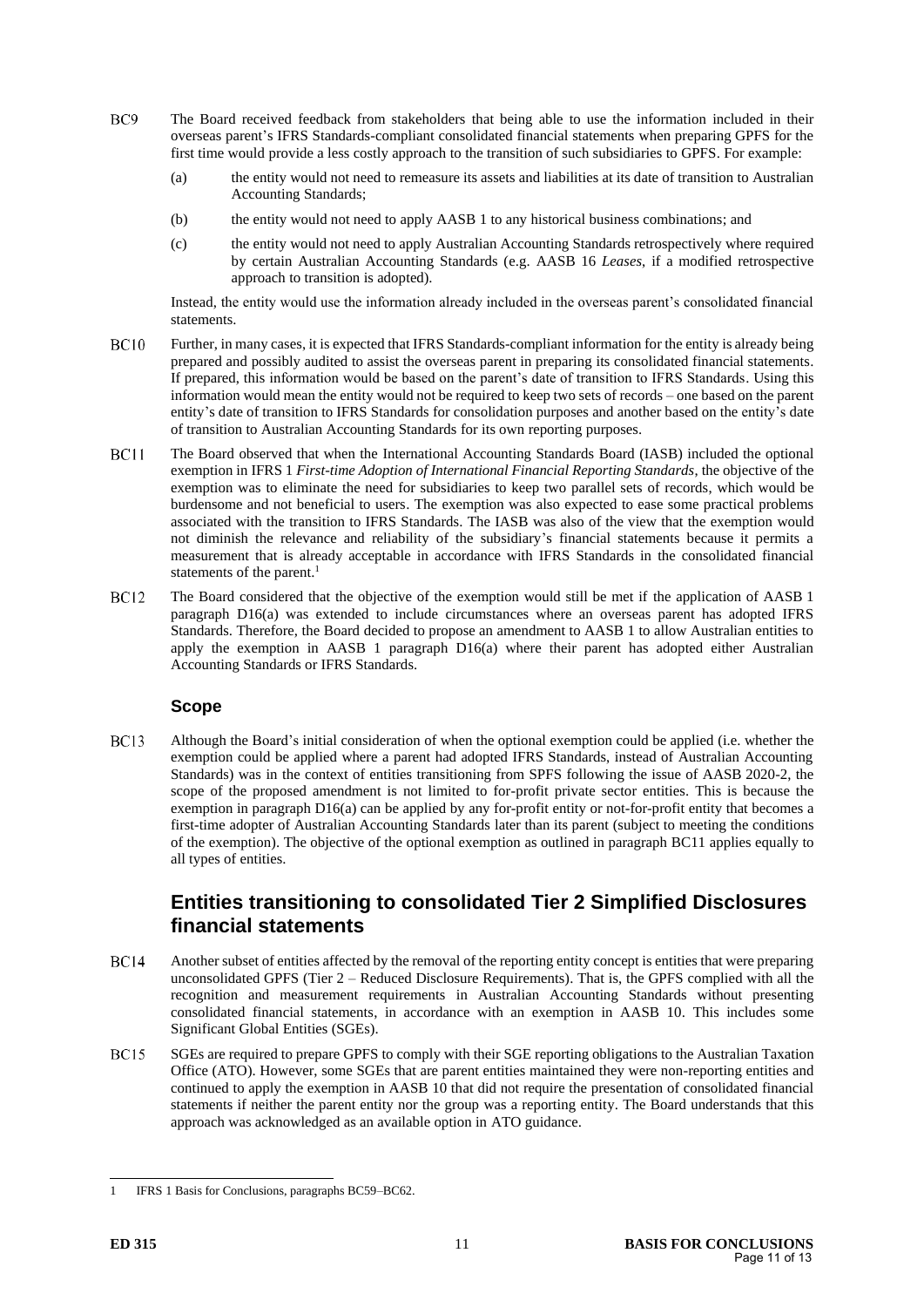BC9 The Board received feedback from stakeholders that being able to use the information included in their overseas parent's IFRS Standards-compliant consolidated financial statements when preparing GPFS for the first time would provide a less costly approach to the transition of such subsidiaries to GPFS. For example:

(a) the entity would not need to remeasure its assets and liabilities at its date of transition to Australian Accounting Standards;

(b) the entity would not need to apply AASB 1 to any historical business combinations; and

(c) the entity would not need to apply Australian Accounting Standards retrospectively where required by certain Australian Accounting Standards (e.g. AASB 16 *Leases*, if a modified retrospective approach to transition is adopted).

Instead, the entity would use the information already included in the overseas parent's consolidated financial statements.

BC10 Further, in many cases, it is expected that IFRS Standards-compliant information for the entity is already being prepared and possibly audited to assist the overseas parent in preparing its consolidated financial statements. If prepared, this information would be based on the parent's date of transition to IFRS Standards. Using this information would mean the entity would not be required to keep two sets of records – one based on the parent entity's date of transition to IFRS Standards for consolidation purposes and another based on the entity's date of transition to Australian Accounting Standards for its own reporting purposes.

BC11 The Board observed that when the International Accounting Standards Board (IASB) included the optional exemption in IFRS 1 *First-time Adoption of International Financial Reporting Standards*, the objective of the exemption was to eliminate the need for subsidiaries to keep two parallel sets of records, which would be burdensome and not beneficial to users. The exemption was also expected to ease some practical problems associated with the transition to IFRS Standards. The IASB was also of the view that the exemption would not diminish the relevance and reliability of the subsidiary's financial statements because it permits a measurement that is already acceptable in accordance with IFRS Standards in the consolidated financial statements of the parent.[1]

BC12 The Board considered that the objective of the exemption would still be met if the application of AASB 1 paragraph D16(a) was extended to include circumstances where an overseas parent has adopted IFRS Standards. Therefore, the Board decided to propose an amendment to AASB 1 to allow Australian entities to apply the exemption in AASB 1 paragraph D16(a) where their parent has adopted either Australian Accounting Standards or IFRS Standards.

### Scope

BC13 Although the Board's initial consideration of when the optional exemption could be applied (i.e. whether the exemption could be applied where a parent had adopted IFRS Standards, instead of Australian Accounting Standards) was in the context of entities transitioning from SPFS following the issue of AASB 2020-2, the scope of the proposed amendment is not limited to for-profit private sector entities. This is because the exemption in paragraph D16(a) can be applied by any for-profit entity or not-for-profit entity that becomes a first-time adopter of Australian Accounting Standards later than its parent (subject to meeting the conditions of the exemption). The objective of the optional exemption as outlined in paragraph BC11 applies equally to all types of entities.

## Entities transitioning to consolidated Tier 2 Simplified Disclosures financial statements

BC14 Another subset of entities affected by the removal of the reporting entity concept is entities that were preparing unconsolidated GPFS (Tier 2 – Reduced Disclosure Requirements). That is, the GPFS complied with all the recognition and measurement requirements in Australian Accounting Standards without presenting consolidated financial statements, in accordance with an exemption in AASB 10. This includes some Significant Global Entities (SGEs).

BC15 SGEs are required to prepare GPFS to comply with their SGE reporting obligations to the Australian Taxation Office (ATO). However, some SGEs that are parent entities maintained they were non-reporting entities and continued to apply the exemption in AASB 10 that did not require the presentation of consolidated financial statements if neither the parent entity nor the group was a reporting entity. The Board understands that this approach was acknowledged as an available option in ATO guidance.

[1] IFRS 1 Basis for Conclusions, paragraphs BC59–BC62.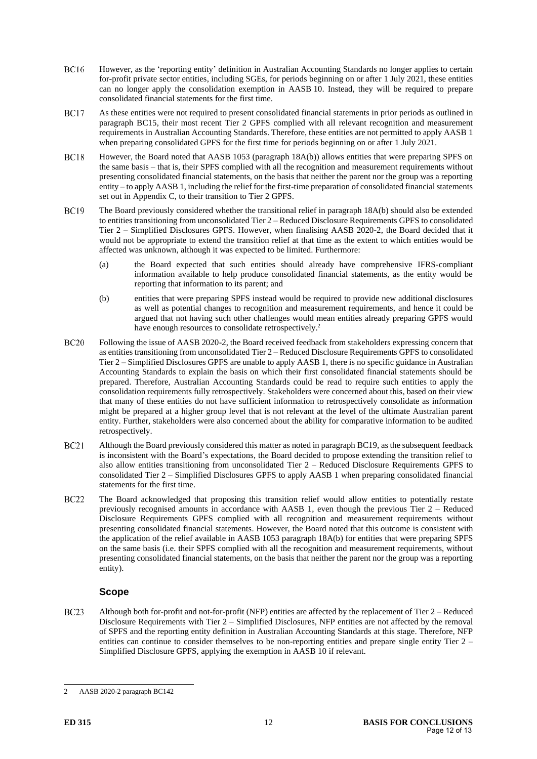BC16 However, as the 'reporting entity' definition in Australian Accounting Standards no longer applies to certain for-profit private sector entities, including SGEs, for periods beginning on or after 1 July 2021, these entities can no longer apply the consolidation exemption in AASB 10. Instead, they will be required to prepare consolidated financial statements for the first time.

BC17 As these entities were not required to present consolidated financial statements in prior periods as outlined in paragraph BC15, their most recent Tier 2 GPFS complied with all relevant recognition and measurement requirements in Australian Accounting Standards. Therefore, these entities are not permitted to apply AASB 1 when preparing consolidated GPFS for the first time for periods beginning on or after 1 July 2021.

BC18 However, the Board noted that AASB 1053 (paragraph 18A(b)) allows entities that were preparing SPFS on the same basis – that is, their SPFS complied with all the recognition and measurement requirements without presenting consolidated financial statements, on the basis that neither the parent nor the group was a reporting entity – to apply AASB 1, including the relief for the first-time preparation of consolidated financial statements set out in Appendix C, to their transition to Tier 2 GPFS.

BC19 The Board previously considered whether the transitional relief in paragraph 18A(b) should also be extended to entities transitioning from unconsolidated Tier 2 – Reduced Disclosure Requirements GPFS to consolidated Tier 2 – Simplified Disclosures GPFS. However, when finalising AASB 2020-2, the Board decided that it would not be appropriate to extend the transition relief at that time as the extent to which entities would be affected was unknown, although it was expected to be limited. Furthermore:

(a) the Board expected that such entities should already have comprehensive IFRS-compliant information available to help produce consolidated financial statements, as the entity would be reporting that information to its parent; and

(b) entities that were preparing SPFS instead would be required to provide new additional disclosures as well as potential changes to recognition and measurement requirements, and hence it could be argued that not having such other challenges would mean entities already preparing GPFS would have enough resources to consolidate retrospectively.[2]

BC20 Following the issue of AASB 2020-2, the Board received feedback from stakeholders expressing concern that as entities transitioning from unconsolidated Tier 2 – Reduced Disclosure Requirements GPFS to consolidated Tier 2 – Simplified Disclosures GPFS are unable to apply AASB 1, there is no specific guidance in Australian Accounting Standards to explain the basis on which their first consolidated financial statements should be prepared. Therefore, Australian Accounting Standards could be read to require such entities to apply the consolidation requirements fully retrospectively. Stakeholders were concerned about this, based on their view that many of these entities do not have sufficient information to retrospectively consolidate as information might be prepared at a higher group level that is not relevant at the level of the ultimate Australian parent entity. Further, stakeholders were also concerned about the ability for comparative information to be audited retrospectively.

BC21 Although the Board previously considered this matter as noted in paragraph BC19, as the subsequent feedback is inconsistent with the Board's expectations, the Board decided to propose extending the transition relief to also allow entities transitioning from unconsolidated Tier 2 – Reduced Disclosure Requirements GPFS to consolidated Tier 2 – Simplified Disclosures GPFS to apply AASB 1 when preparing consolidated financial statements for the first time.

BC22 The Board acknowledged that proposing this transition relief would allow entities to potentially restate previously recognised amounts in accordance with AASB 1, even though the previous Tier 2 – Reduced Disclosure Requirements GPFS complied with all recognition and measurement requirements without presenting consolidated financial statements. However, the Board noted that this outcome is consistent with the application of the relief available in AASB 1053 paragraph 18A(b) for entities that were preparing SPFS on the same basis (i.e. their SPFS complied with all the recognition and measurement requirements, without presenting consolidated financial statements, on the basis that neither the parent nor the group was a reporting entity).

## Scope

BC23 Although both for-profit and not-for-profit (NFP) entities are affected by the replacement of Tier 2 – Reduced Disclosure Requirements with Tier 2 – Simplified Disclosures, NFP entities are not affected by the removal of SPFS and the reporting entity definition in Australian Accounting Standards at this stage. Therefore, NFP entities can continue to consider themselves to be non-reporting entities and prepare single entity Tier 2 – Simplified Disclosure GPFS, applying the exemption in AASB 10 if relevant.

---

2 AASB 2020-2 paragraph BC142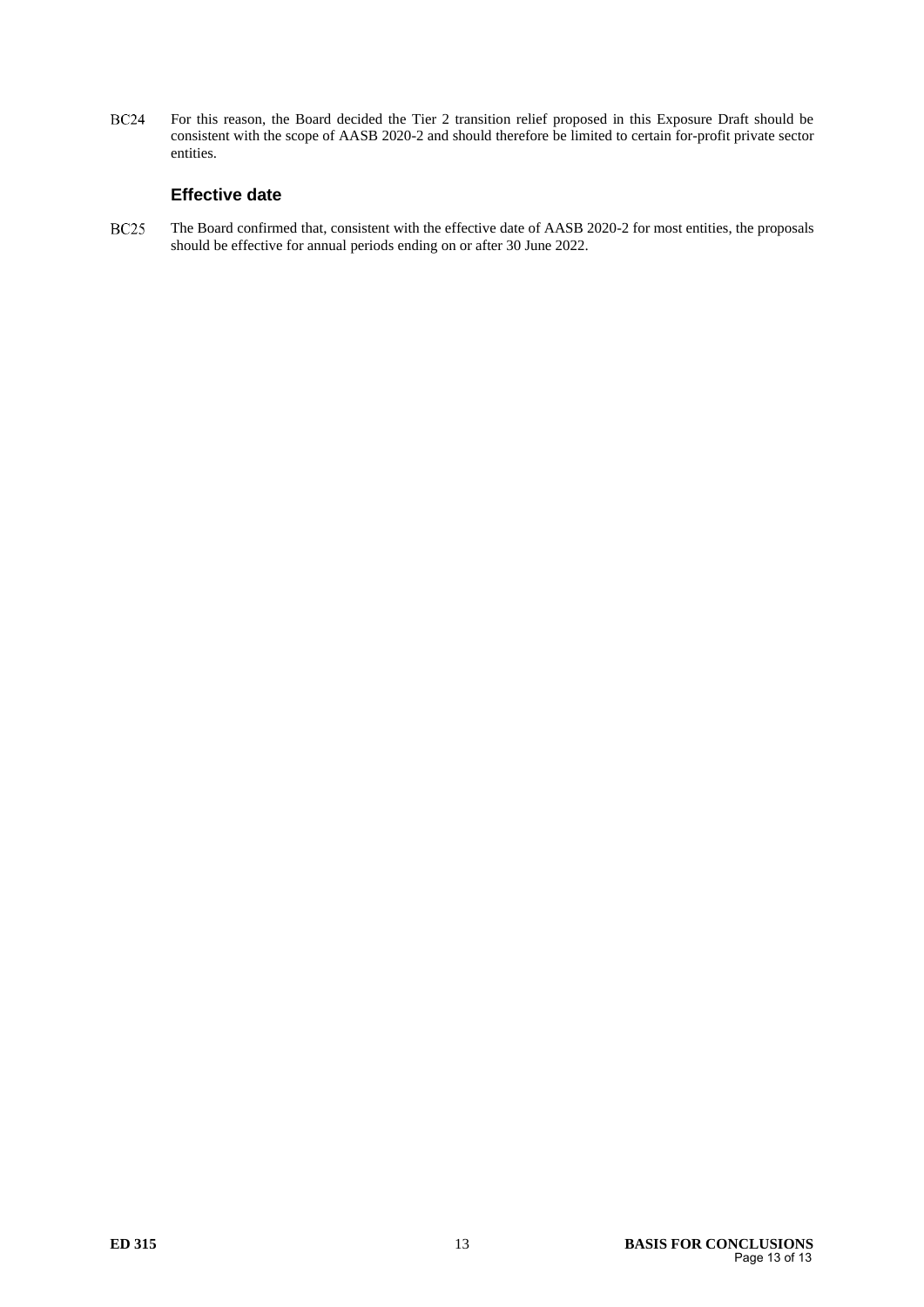BC24 For this reason, the Board decided the Tier 2 transition relief proposed in this Exposure Draft should be consistent with the scope of AASB 2020-2 and should therefore be limited to certain for-profit private sector entities.

### Effective date

BC25 The Board confirmed that, consistent with the effective date of AASB 2020-2 for most entities, the proposals should be effective for annual periods ending on or after 30 June 2022.